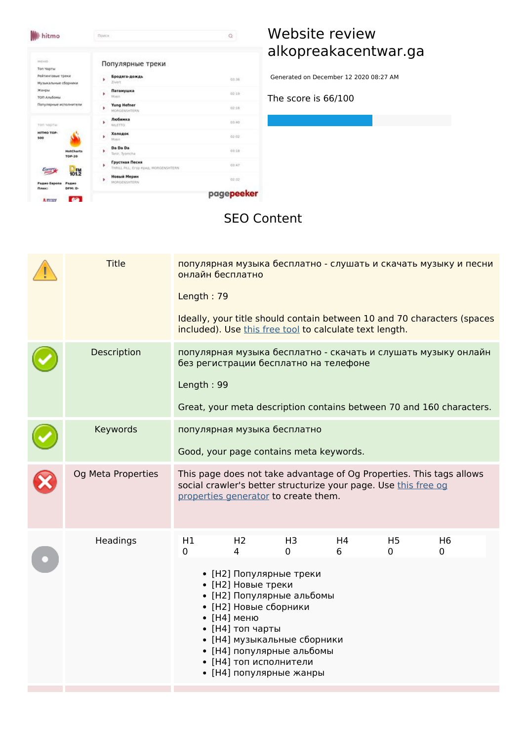# Website review alkopreakacentwar.ga

Generated on December 12 2020 08:27 AM

The score is 66/100

## SEO Content

| | | |
|---|---|---|
| | Title | популярная музыка бесплатно - слушать и скачать музыку и песни онлайн бесплатно<br><br>Length : 79<br><br>Ideally, your title should contain between 10 and 70 characters (spaces included). Use this free tool to calculate text length. |
| | Description | популярная музыка бесплатно - скачать и слушать музыку онлайн без регистрации бесплатно на телефоне<br><br>Length : 99<br><br>Great, your meta description contains between 70 and 160 characters. |
| | Keywords | популярная музыка бесплатно<br><br>Good, your page contains meta keywords. |
| | Og Meta Properties | This page does not take advantage of Og Properties. This tags allows social crawler's better structurize your page. Use this free og properties generator to create them. |
| | Headings | see below |

**Headings**

| H1 | H2 | H3 | H4 | H5 | H6 |
|---|---|---|---|---|---|
| 0 | 4 | 0 | 6 | 0 | 0 |

- [H2] Популярные треки
- [H2] Новые треки
- [H2] Популярные альбомы
- [H2] Новые сборники
- [H4] меню
- [H4] топ чарты
- [H4] музыкальные сборники
- [H4] популярные альбомы
- [H4] топ исполнители
- [H4] популярные жанры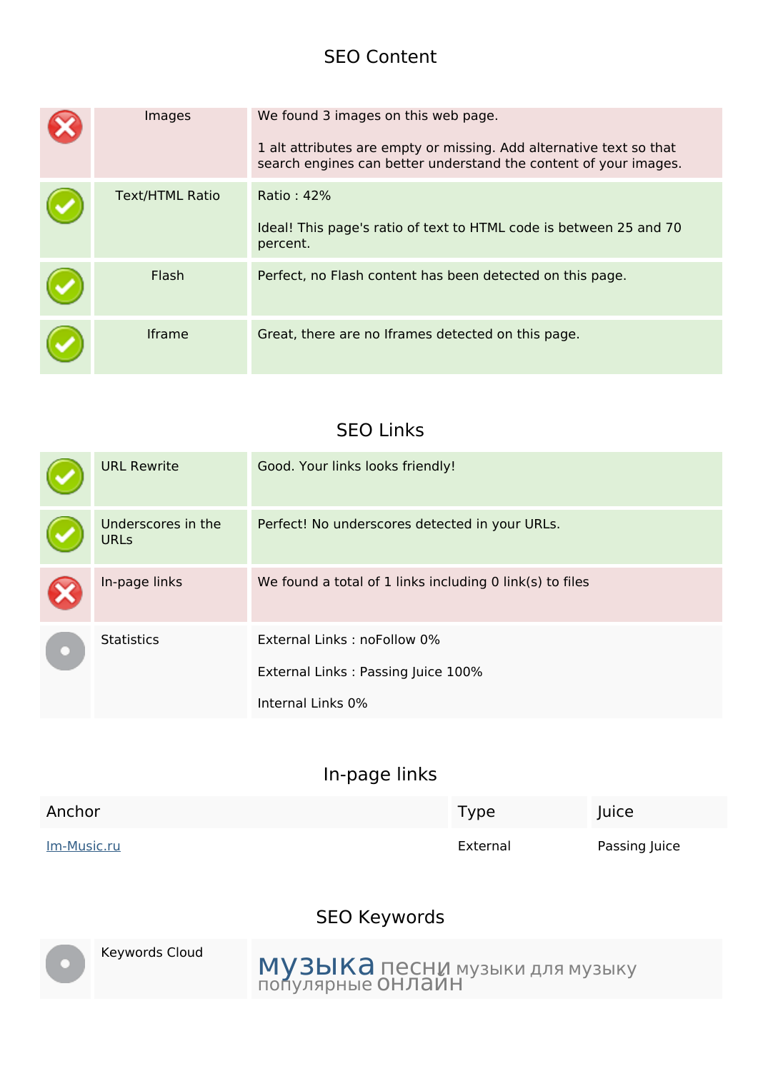## SEO Content

| | | |
|---|---|---|
| ✗ | Images | We found 3 images on this web page.<br><br>1 alt attributes are empty or missing. Add alternative text so that search engines can better understand the content of your images. |
| ✓ | Text/HTML Ratio | Ratio : 42%<br><br>Ideal! This page's ratio of text to HTML code is between 25 and 70 percent. |
| ✓ | Flash | Perfect, no Flash content has been detected on this page. |
| ✓ | Iframe | Great, there are no Iframes detected on this page. |

## SEO Links

| | | |
|---|---|---|
| ✓ | URL Rewrite | Good. Your links looks friendly! |
| ✓ | Underscores in the URLs | Perfect! No underscores detected in your URLs. |
| ✗ | In-page links | We found a total of 1 links including 0 link(s) to files |
| ● | Statistics | External Links : noFollow 0%<br><br>External Links : Passing Juice 100%<br><br>Internal Links 0% |

## In-page links

| Anchor | Type | Juice |
|---|---|---|
| Im-Music.ru | External | Passing Juice |

## SEO Keywords

| | | |
|---|---|---|
| ● | Keywords Cloud | музыка песни музыки для музыку популярные онлайн |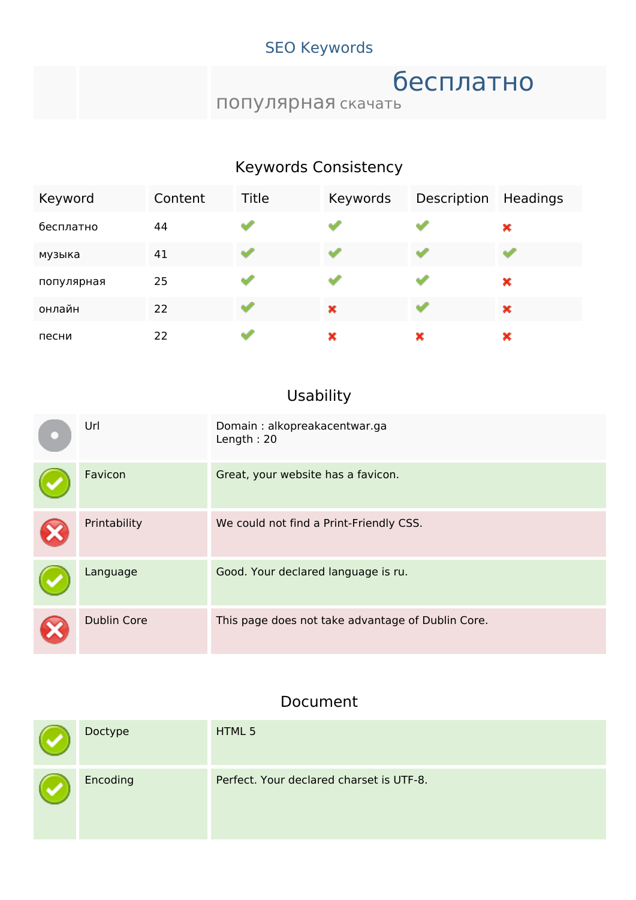## SEO Keywords

| | | бесплатно популярная скачать |
|---|---|---|

## Keywords Consistency

| Keyword | Content | Title | Keywords | Description | Headings |
|---|---|---|---|---|---|
| бесплатно | 44 | ✔ | ✔ | ✔ | ✖ |
| музыка | 41 | ✔ | ✔ | ✔ | ✔ |
| популярная | 25 | ✔ | ✔ | ✔ | ✖ |
| онлайн | 22 | ✔ | ✖ | ✔ | ✖ |
| песни | 22 | ✔ | ✖ | ✖ | ✖ |

## Usability

| | | |
|---|---|---|
| | Url | Domain : alkopreakacentwar.ga<br>Length : 20 |
| ✔ | Favicon | Great, your website has a favicon. |
| ✖ | Printability | We could not find a Print-Friendly CSS. |
| ✔ | Language | Good. Your declared language is ru. |
| ✖ | Dublin Core | This page does not take advantage of Dublin Core. |

## Document

| | | |
|---|---|---|
| ✔ | Doctype | HTML 5 |
| ✔ | Encoding | Perfect. Your declared charset is UTF-8. |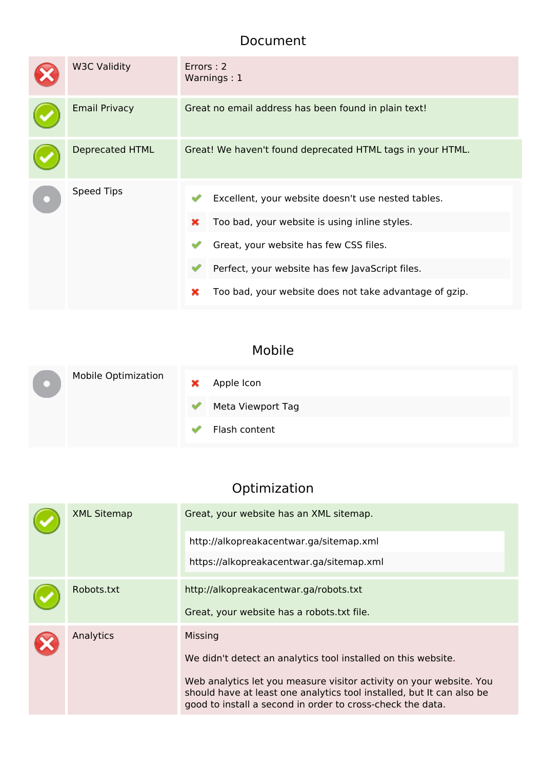## Document

| Status | Check | Result |
|---|---|---|
| ✗ | W3C Validity | Errors : 2<br>Warnings : 1 |
| ✓ | Email Privacy | Great no email address has been found in plain text! |
| ✓ | Deprecated HTML | Great! We haven't found deprecated HTML tags in your HTML. |
| ● | Speed Tips | ✓ Excellent, your website doesn't use nested tables.<br>✗ Too bad, your website is using inline styles.<br>✓ Great, your website has few CSS files.<br>✓ Perfect, your website has few JavaScript files.<br>✗ Too bad, your website does not take advantage of gzip. |

## Mobile

| Status | Check | Result |
|---|---|---|
| ● | Mobile Optimization | ✗ Apple Icon<br>✓ Meta Viewport Tag<br>✓ Flash content |

## Optimization

| Status | Check | Result |
|---|---|---|
| ✓ | XML Sitemap | Great, your website has an XML sitemap.<br>http://alkopreakacentwar.ga/sitemap.xml<br>https://alkopreakacentwar.ga/sitemap.xml |
| ✓ | Robots.txt | http://alkopreakacentwar.ga/robots.txt<br>Great, your website has a robots.txt file. |
| ✗ | Analytics | Missing<br>We didn't detect an analytics tool installed on this website.<br>Web analytics let you measure visitor activity on your website. You should have at least one analytics tool installed, but It can also be good to install a second in order to cross-check the data. |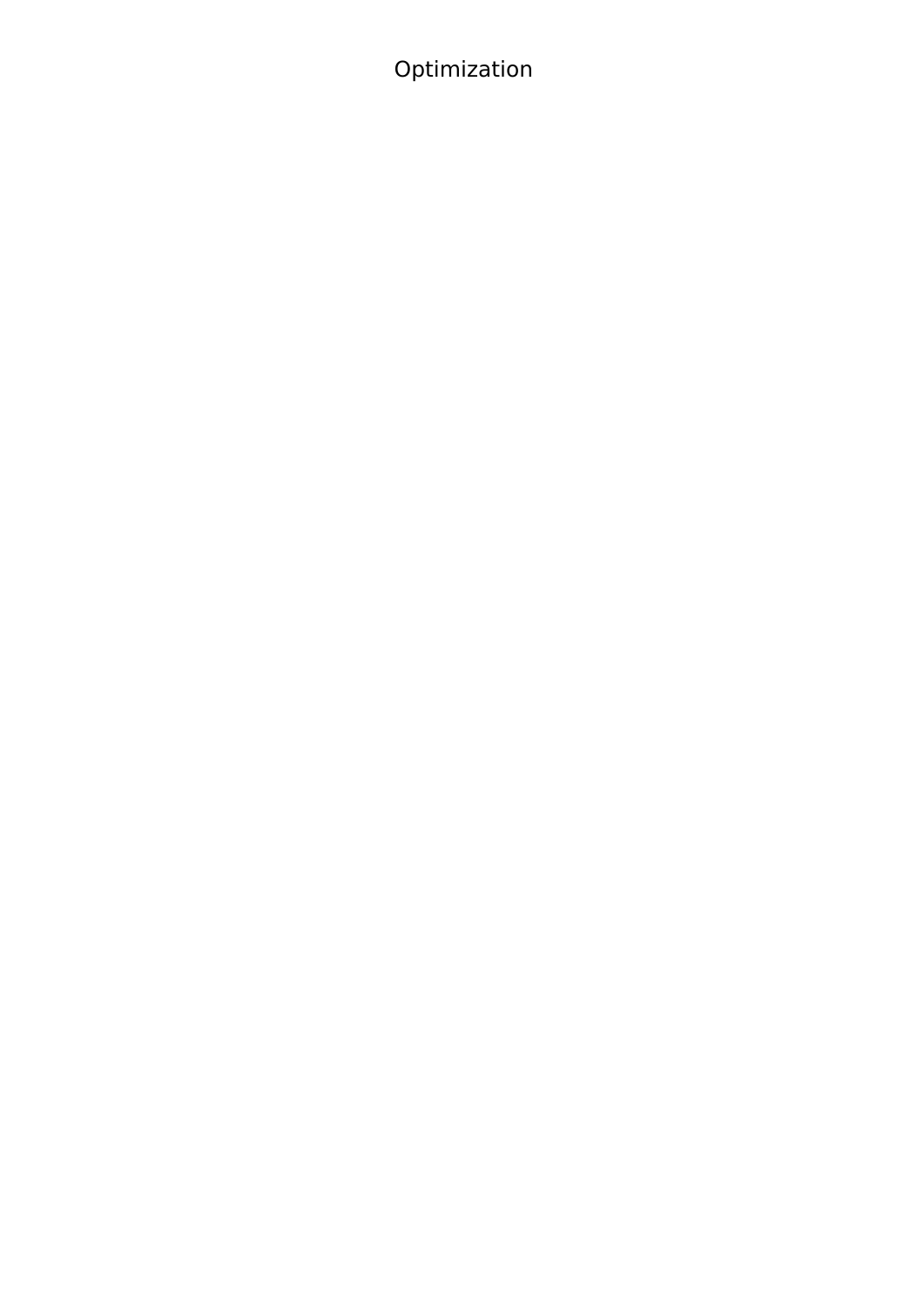Optimization